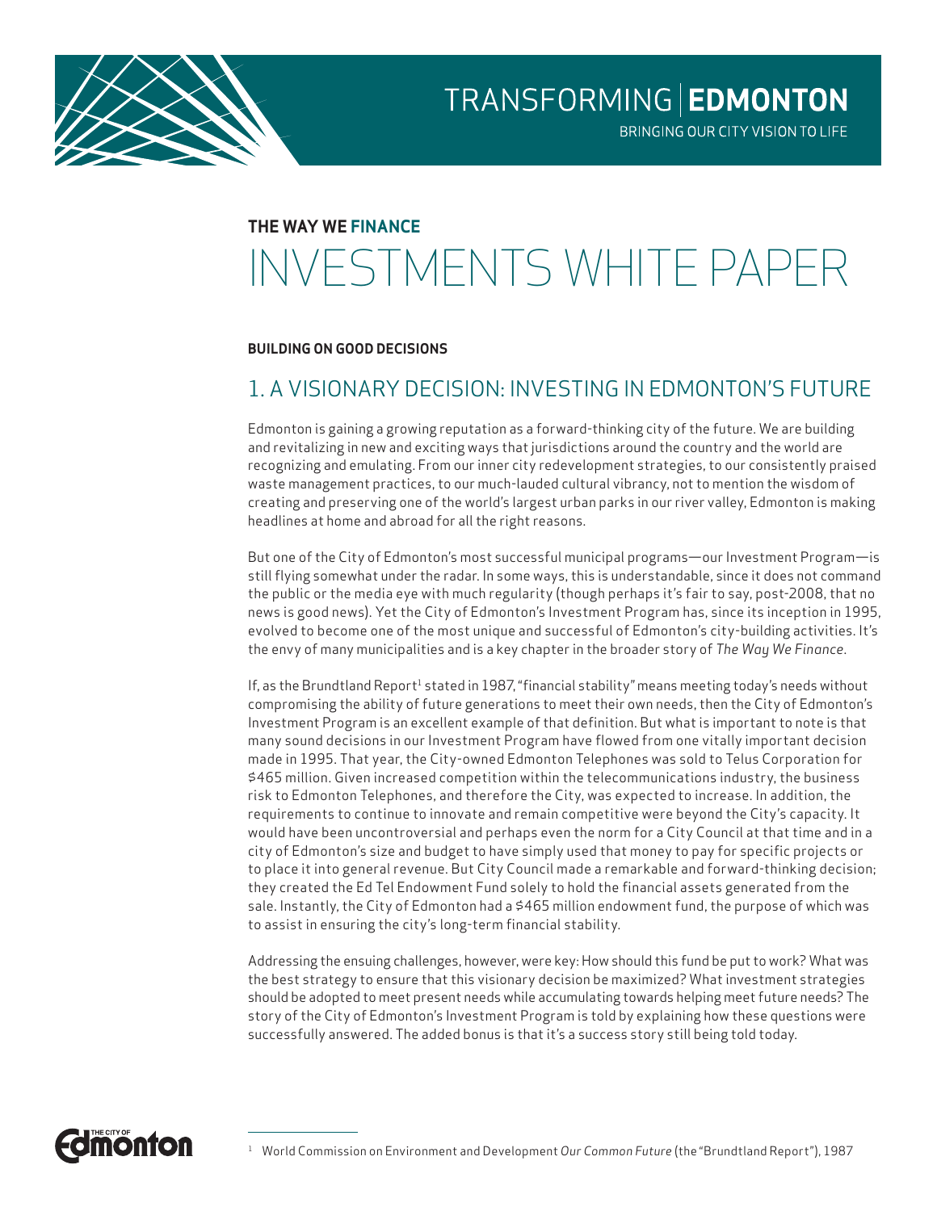TRANSFORMING | EDMONTON

BRINGING OUR CITY VISION TO LIFE

**THE WAY WE FINANCE**

# INVESTMENTS WHITE PAPER

**BUILDING ON GOOD DECISIONS**

## 1. A VISIONARY DECISION: INVESTING IN EDMONTON'S FUTURE

Edmonton is gaining a growing reputation as a forward-thinking city of the future. We are building and revitalizing in new and exciting ways that jurisdictions around the country and the world are recognizing and emulating. From our inner city redevelopment strategies, to our consistently praised waste management practices, to our much-lauded cultural vibrancy, not to mention the wisdom of creating and preserving one of the world's largest urban parks in our river valley, Edmonton is making headlines at home and abroad for all the right reasons.

But one of the City of Edmonton's most successful municipal programs—our Investment Program—is still flying somewhat under the radar. In some ways, this is understandable, since it does not command the public or the media eye with much regularity (though perhaps it's fair to say, post-2008, that no news is good news). Yet the City of Edmonton's Investment Program has, since its inception in 1995, evolved to become one of the most unique and successful of Edmonton's city-building activities. It's the envy of many municipalities and is a key chapter in the broader story of *The Way We Finance*.

If, as the Brundtland Report[1] stated in 1987, "financial stability" means meeting today's needs without compromising the ability of future generations to meet their own needs, then the City of Edmonton's Investment Program is an excellent example of that definition. But what is important to note is that many sound decisions in our Investment Program have flowed from one vitally important decision made in 1995. That year, the City-owned Edmonton Telephones was sold to Telus Corporation for $465 million. Given increased competition within the telecommunications industry, the business risk to Edmonton Telephones, and therefore the City, was expected to increase. In addition, the requirements to continue to innovate and remain competitive were beyond the City's capacity. It would have been uncontroversial and perhaps even the norm for a City Council at that time and in a city of Edmonton's size and budget to have simply used that money to pay for specific projects or to place it into general revenue. But City Council made a remarkable and forward-thinking decision; they created the Ed Tel Endowment Fund solely to hold the financial assets generated from the sale. Instantly, the City of Edmonton had a $465 million endowment fund, the purpose of which was to assist in ensuring the city's long-term financial stability.

Addressing the ensuing challenges, however, were key: How should this fund be put to work? What was the best strategy to ensure that this visionary decision be maximized? What investment strategies should be adopted to meet present needs while accumulating towards helping meet future needs? The story of the City of Edmonton's Investment Program is told by explaining how these questions were successfully answered. The added bonus is that it's a success story still being told today.

[1] World Commission on Environment and Development *Our Common Future* (the "Brundtland Report"), 1987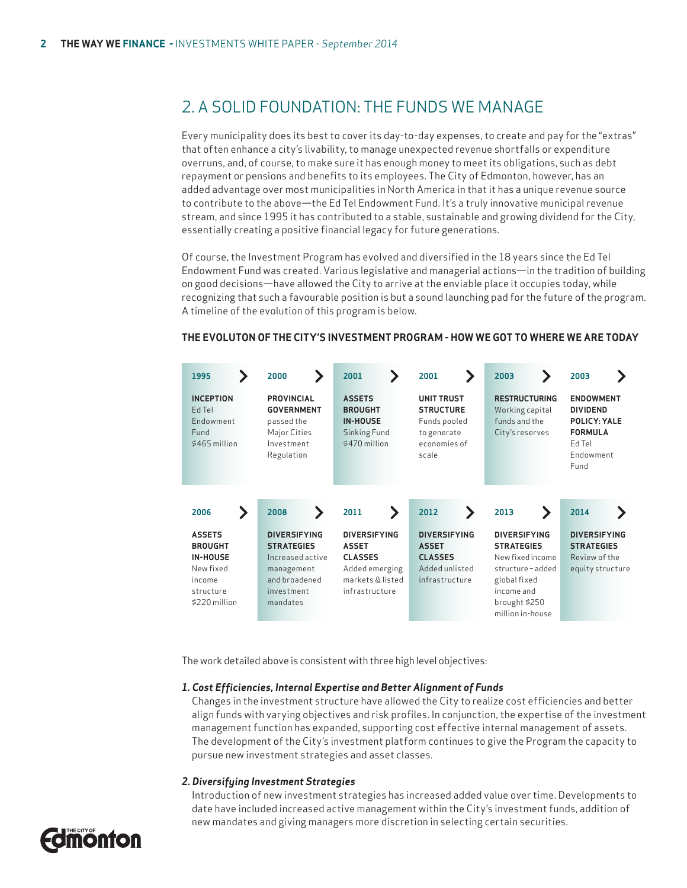## 2. A SOLID FOUNDATION: THE FUNDS WE MANAGE

Every municipality does its best to cover its day-to-day expenses, to create and pay for the "extras" that often enhance a city's livability, to manage unexpected revenue shortfalls or expenditure overruns, and, of course, to make sure it has enough money to meet its obligations, such as debt repayment or pensions and benefits to its employees. The City of Edmonton, however, has an added advantage over most municipalities in North America in that it has a unique revenue source to contribute to the above—the Ed Tel Endowment Fund. It's a truly innovative municipal revenue stream, and since 1995 it has contributed to a stable, sustainable and growing dividend for the City, essentially creating a positive financial legacy for future generations.

Of course, the Investment Program has evolved and diversified in the 18 years since the Ed Tel Endowment Fund was created. Various legislative and managerial actions—in the tradition of building on good decisions—have allowed the City to arrive at the enviable place it occupies today, while recognizing that such a favourable position is but a sound launching pad for the future of the program. A timeline of the evolution of this program is below.

**THE EVOLUTON OF THE CITY'S INVESTMENT PROGRAM - HOW WE GOT TO WHERE WE ARE TODAY**

| Year | Milestone | Details |
| --- | --- | --- |
| 1995 | **INCEPTION** | Ed Tel Endowment Fund $465 million |
| 2000 | **PROVINCIAL GOVERNMENT** | passed the Major Cities Investment Regulation |
| 2001 | **ASSETS BROUGHT IN-HOUSE** | Sinking Fund $470 million |
| 2001 | **UNIT TRUST STRUCTURE** | Funds pooled to generate economies of scale |
| 2003 | **RESTRUCTURING** | Working capital funds and the City's reserves |
| 2003 | **ENDOWMENT DIVIDEND POLICY: YALE FORMULA** | Ed Tel Endowment Fund |
| 2006 | **ASSETS BROUGHT IN-HOUSE** | New fixed income structure $220 million |
| 2008 | **DIVERSIFYING STRATEGIES** | Increased active management and broadened investment mandates |
| 2011 | **DIVERSIFYING ASSET CLASSES** | Added emerging markets & listed infrastructure |
| 2012 | **DIVERSIFYING ASSET CLASSES** | Added unlisted infrastructure |
| 2013 | **DIVERSIFYING STRATEGIES** | New fixed income structure – added global fixed income and brought $250 million in-house |
| 2014 | **DIVERSIFYING STRATEGIES** | Review of the equity structure |

The work detailed above is consistent with three high level objectives:

***1. Cost Efficiencies, Internal Expertise and Better Alignment of Funds***

Changes in the investment structure have allowed the City to realize cost efficiencies and better align funds with varying objectives and risk profiles. In conjunction, the expertise of the investment management function has expanded, supporting cost effective internal management of assets. The development of the City's investment platform continues to give the Program the capacity to pursue new investment strategies and asset classes.

***2. Diversifying Investment Strategies***

Introduction of new investment strategies has increased added value over time. Developments to date have included increased active management within the City's investment funds, addition of new mandates and giving managers more discretion in selecting certain securities.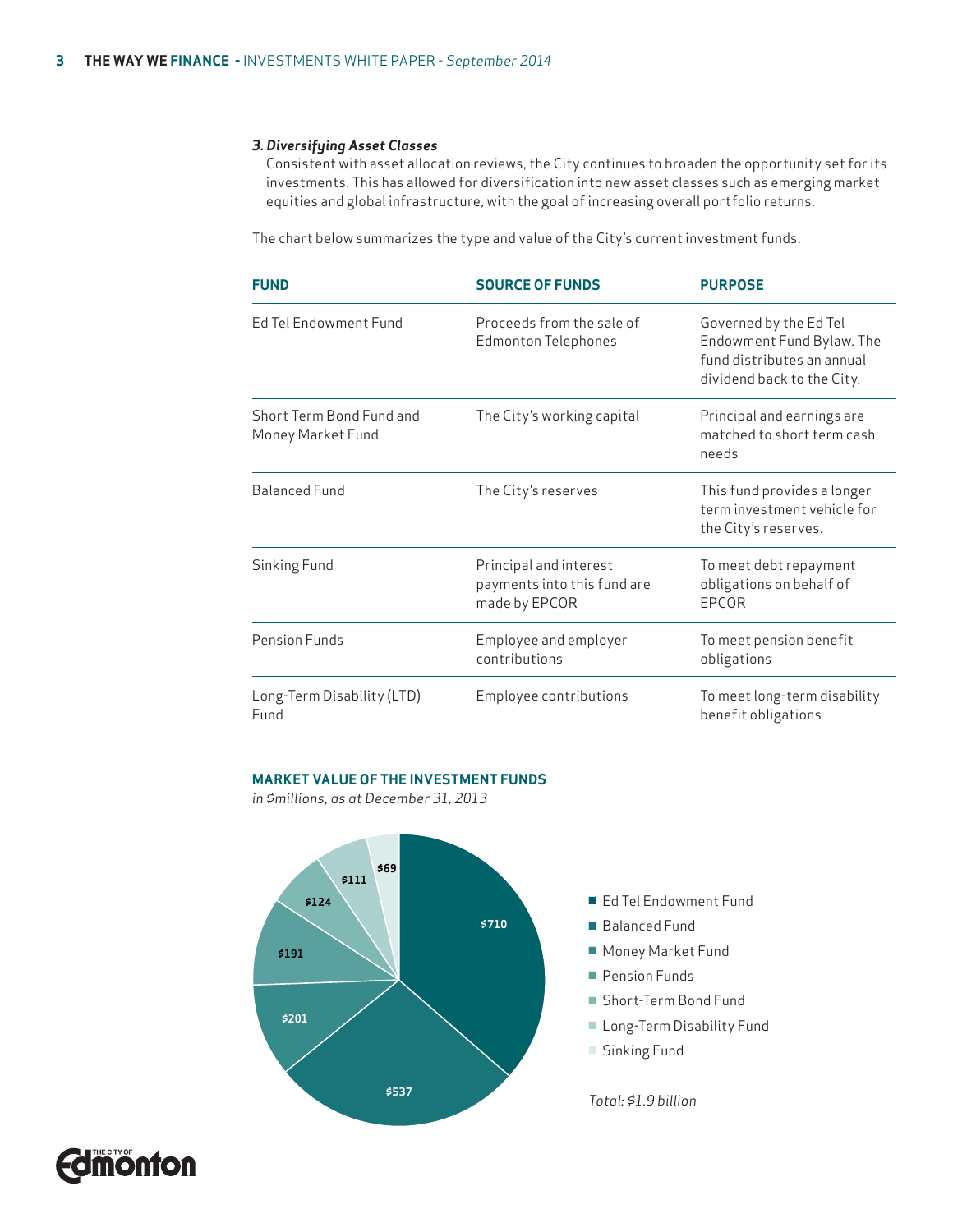### *3. Diversifying Asset Classes*

Consistent with asset allocation reviews, the City continues to broaden the opportunity set for its investments. This has allowed for diversification into new asset classes such as emerging market equities and global infrastructure, with the goal of increasing overall portfolio returns.

The chart below summarizes the type and value of the City's current investment funds.

| FUND | SOURCE OF FUNDS | PURPOSE |
|---|---|---|
| Ed Tel Endowment Fund | Proceeds from the sale of Edmonton Telephones | Governed by the Ed Tel Endowment Fund Bylaw. The fund distributes an annual dividend back to the City. |
| Short Term Bond Fund and Money Market Fund | The City's working capital | Principal and earnings are matched to short term cash needs |
| Balanced Fund | The City's reserves | This fund provides a longer term investment vehicle for the City's reserves. |
| Sinking Fund | Principal and interest payments into this fund are made by EPCOR | To meet debt repayment obligations on behalf of EPCOR |
| Pension Funds | Employee and employer contributions | To meet pension benefit obligations |
| Long-Term Disability (LTD) Fund | Employee contributions | To meet long-term disability benefit obligations |

**MARKET VALUE OF THE INVESTMENT FUNDS**

*in $millions, as at December 31, 2013*

| Fund | Market Value ($millions) |
|---|---|
| Ed Tel Endowment Fund | $710 |
| Balanced Fund | $537 |
| Money Market Fund | $201 |
| Pension Funds | $191 |
| Short-Term Bond Fund | $124 |
| Long-Term Disability Fund | $111 |
| Sinking Fund | $69 |

*Total: $1.9 billion*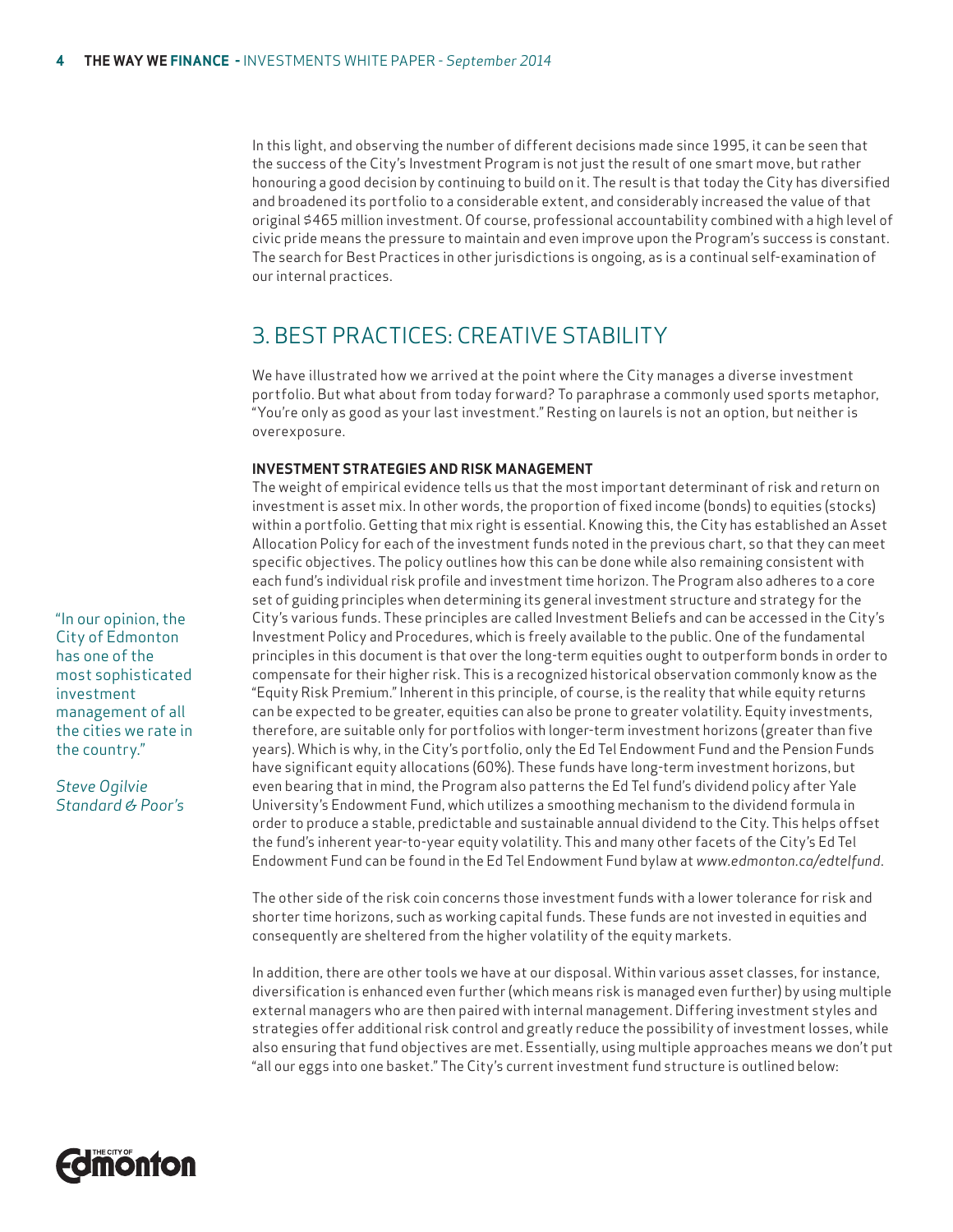In this light, and observing the number of different decisions made since 1995, it can be seen that the success of the City's Investment Program is not just the result of one smart move, but rather honouring a good decision by continuing to build on it. The result is that today the City has diversified and broadened its portfolio to a considerable extent, and considerably increased the value of that original $465 million investment. Of course, professional accountability combined with a high level of civic pride means the pressure to maintain and even improve upon the Program's success is constant. The search for Best Practices in other jurisdictions is ongoing, as is a continual self-examination of our internal practices.

## 3. BEST PRACTICES: CREATIVE STABILITY

We have illustrated how we arrived at the point where the City manages a diverse investment portfolio. But what about from today forward? To paraphrase a commonly used sports metaphor, "You're only as good as your last investment." Resting on laurels is not an option, but neither is overexposure.

### INVESTMENT STRATEGIES AND RISK MANAGEMENT

The weight of empirical evidence tells us that the most important determinant of risk and return on investment is asset mix. In other words, the proportion of fixed income (bonds) to equities (stocks) within a portfolio. Getting that mix right is essential. Knowing this, the City has established an Asset Allocation Policy for each of the investment funds noted in the previous chart, so that they can meet specific objectives. The policy outlines how this can be done while also remaining consistent with each fund's individual risk profile and investment time horizon. The Program also adheres to a core set of guiding principles when determining its general investment structure and strategy for the City's various funds. These principles are called Investment Beliefs and can be accessed in the City's Investment Policy and Procedures, which is freely available to the public. One of the fundamental principles in this document is that over the long-term equities ought to outperform bonds in order to compensate for their higher risk. This is a recognized historical observation commonly know as the "Equity Risk Premium." Inherent in this principle, of course, is the reality that while equity returns can be expected to be greater, equities can also be prone to greater volatility. Equity investments, therefore, are suitable only for portfolios with longer-term investment horizons (greater than five years). Which is why, in the City's portfolio, only the Ed Tel Endowment Fund and the Pension Funds have significant equity allocations (60%). These funds have long-term investment horizons, but even bearing that in mind, the Program also patterns the Ed Tel fund's dividend policy after Yale University's Endowment Fund, which utilizes a smoothing mechanism to the dividend formula in order to produce a stable, predictable and sustainable annual dividend to the City. This helps offset the fund's inherent year-to-year equity volatility. This and many other facets of the City's Ed Tel Endowment Fund can be found in the Ed Tel Endowment Fund bylaw at *www.edmonton.ca/edtelfund*.

> "In our opinion, the City of Edmonton has one of the most sophisticated investment management of all the cities we rate in the country."
>
> *Steve Ogilvie*
> *Standard & Poor's*

The other side of the risk coin concerns those investment funds with a lower tolerance for risk and shorter time horizons, such as working capital funds. These funds are not invested in equities and consequently are sheltered from the higher volatility of the equity markets.

In addition, there are other tools we have at our disposal. Within various asset classes, for instance, diversification is enhanced even further (which means risk is managed even further) by using multiple external managers who are then paired with internal management. Differing investment styles and strategies offer additional risk control and greatly reduce the possibility of investment losses, while also ensuring that fund objectives are met. Essentially, using multiple approaches means we don't put "all our eggs into one basket." The City's current investment fund structure is outlined below: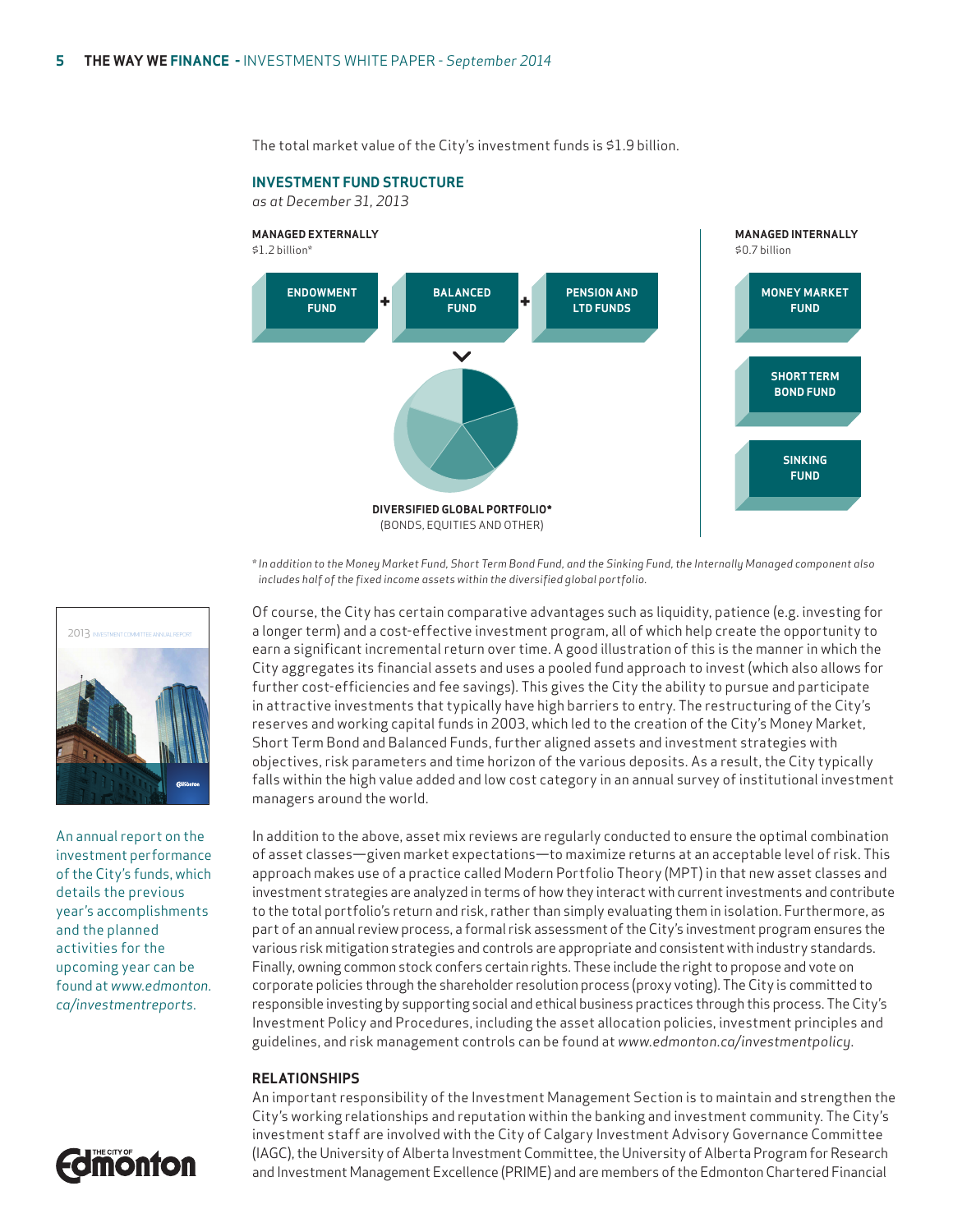The total market value of the City's investment funds is $1.9 billion.

## INVESTMENT FUND STRUCTURE

*as at December 31, 2013*

**MANAGED EXTERNALLY**
$1.2 billion*

ENDOWMENT FUND + BALANCED FUND + PENSION AND LTD FUNDS

DIVERSIFIED GLOBAL PORTFOLIO*
(BONDS, EQUITIES AND OTHER)

**MANAGED INTERNALLY**
$0.7 billion

MONEY MARKET FUND

SHORT TERM BOND FUND

SINKING FUND

*\* In addition to the Money Market Fund, Short Term Bond Fund, and the Sinking Fund, the Internally Managed component also includes half of the fixed income assets within the diversified global portfolio.*

2013 INVESTMENT COMMITTEE ANNUAL REPORT

An annual report on the investment performance of the City's funds, which details the previous year's accomplishments and the planned activities for the upcoming year can be found at *www.edmonton.ca/investmentreports.*

Of course, the City has certain comparative advantages such as liquidity, patience (e.g. investing for a longer term) and a cost-effective investment program, all of which help create the opportunity to earn a significant incremental return over time. A good illustration of this is the manner in which the City aggregates its financial assets and uses a pooled fund approach to invest (which also allows for further cost-efficiencies and fee savings). This gives the City the ability to pursue and participate in attractive investments that typically have high barriers to entry. The restructuring of the City's reserves and working capital funds in 2003, which led to the creation of the City's Money Market, Short Term Bond and Balanced Funds, further aligned assets and investment strategies with objectives, risk parameters and time horizon of the various deposits. As a result, the City typically falls within the high value added and low cost category in an annual survey of institutional investment managers around the world.

In addition to the above, asset mix reviews are regularly conducted to ensure the optimal combination of asset classes—given market expectations—to maximize returns at an acceptable level of risk. This approach makes use of a practice called Modern Portfolio Theory (MPT) in that new asset classes and investment strategies are analyzed in terms of how they interact with current investments and contribute to the total portfolio's return and risk, rather than simply evaluating them in isolation. Furthermore, as part of an annual review process, a formal risk assessment of the City's investment program ensures the various risk mitigation strategies and controls are appropriate and consistent with industry standards. Finally, owning common stock confers certain rights. These include the right to propose and vote on corporate policies through the shareholder resolution process (proxy voting). The City is committed to responsible investing by supporting social and ethical business practices through this process. The City's Investment Policy and Procedures, including the asset allocation policies, investment principles and guidelines, and risk management controls can be found at *www.edmonton.ca/investmentpolicy*.

### RELATIONSHIPS

An important responsibility of the Investment Management Section is to maintain and strengthen the City's working relationships and reputation within the banking and investment community. The City's investment staff are involved with the City of Calgary Investment Advisory Governance Committee (IAGC), the University of Alberta Investment Committee, the University of Alberta Program for Research and Investment Management Excellence (PRIME) and are members of the Edmonton Chartered Financial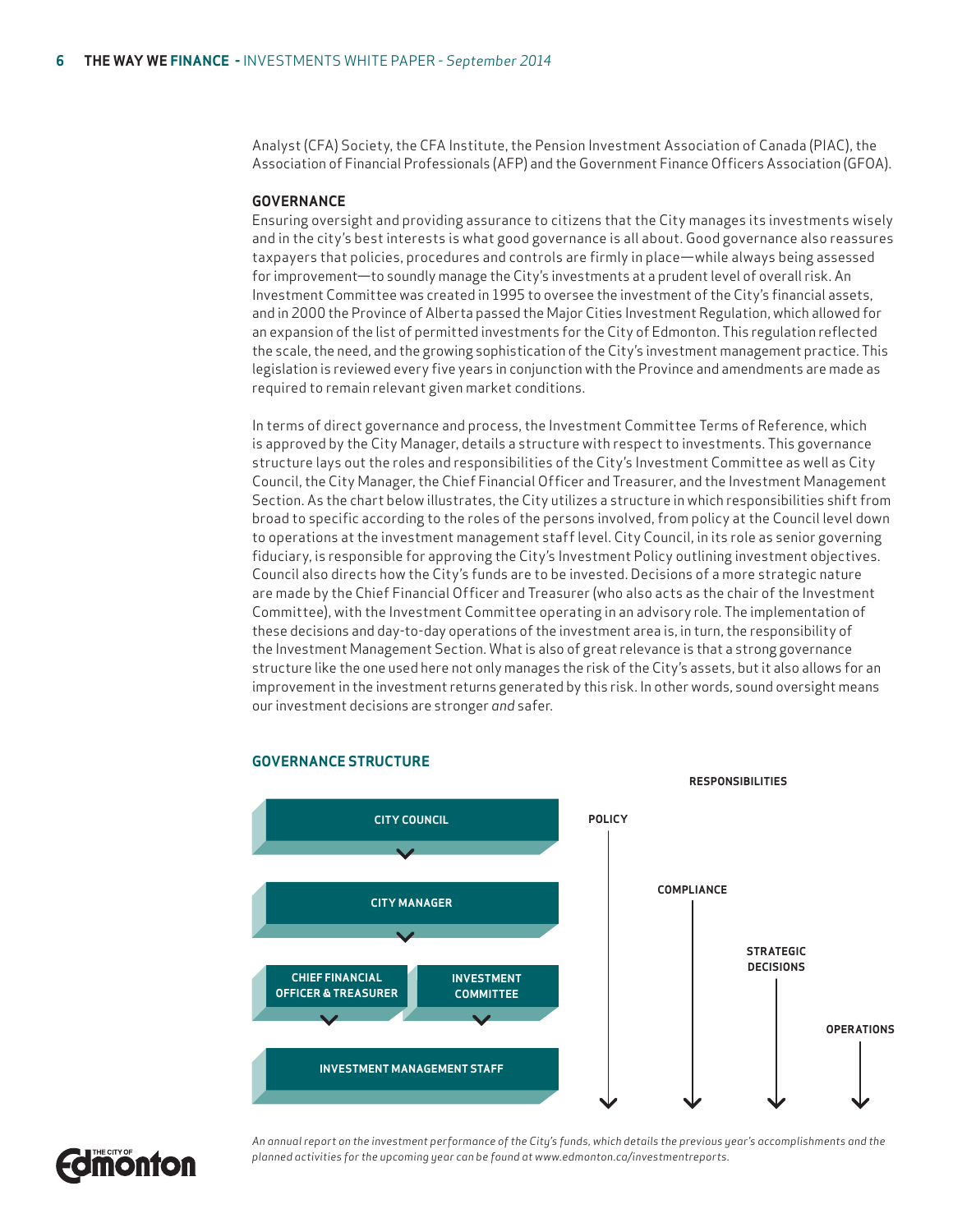Analyst (CFA) Society, the CFA Institute, the Pension Investment Association of Canada (PIAC), the Association of Financial Professionals (AFP) and the Government Finance Officers Association (GFOA).

## GOVERNANCE

Ensuring oversight and providing assurance to citizens that the City manages its investments wisely and in the city's best interests is what good governance is all about. Good governance also reassures taxpayers that policies, procedures and controls are firmly in place—while always being assessed for improvement—to soundly manage the City's investments at a prudent level of overall risk. An Investment Committee was created in 1995 to oversee the investment of the City's financial assets, and in 2000 the Province of Alberta passed the Major Cities Investment Regulation, which allowed for an expansion of the list of permitted investments for the City of Edmonton. This regulation reflected the scale, the need, and the growing sophistication of the City's investment management practice. This legislation is reviewed every five years in conjunction with the Province and amendments are made as required to remain relevant given market conditions.

In terms of direct governance and process, the Investment Committee Terms of Reference, which is approved by the City Manager, details a structure with respect to investments. This governance structure lays out the roles and responsibilities of the City's Investment Committee as well as City Council, the City Manager, the Chief Financial Officer and Treasurer, and the Investment Management Section. As the chart below illustrates, the City utilizes a structure in which responsibilities shift from broad to specific according to the roles of the persons involved, from policy at the Council level down to operations at the investment management staff level. City Council, in its role as senior governing fiduciary, is responsible for approving the City's Investment Policy outlining investment objectives. Council also directs how the City's funds are to be invested. Decisions of a more strategic nature are made by the Chief Financial Officer and Treasurer (who also acts as the chair of the Investment Committee), with the Investment Committee operating in an advisory role. The implementation of these decisions and day-to-day operations of the investment area is, in turn, the responsibility of the Investment Management Section. What is also of great relevance is that a strong governance structure like the one used here not only manages the risk of the City's assets, but it also allows for an improvement in the investment returns generated by this risk. In other words, sound oversight means our investment decisions are stronger *and* safer.

### GOVERNANCE STRUCTURE

**RESPONSIBILITIES**

- CITY COUNCIL — POLICY
- CITY MANAGER — COMPLIANCE
- CHIEF FINANCIAL OFFICER & TREASURER / INVESTMENT COMMITTEE — STRATEGIC DECISIONS
- INVESTMENT MANAGEMENT STAFF — OPERATIONS

*An annual report on the investment performance of the City's funds, which details the previous year's accomplishments and the planned activities for the upcoming year can be found at www.edmonton.ca/investmentreports.*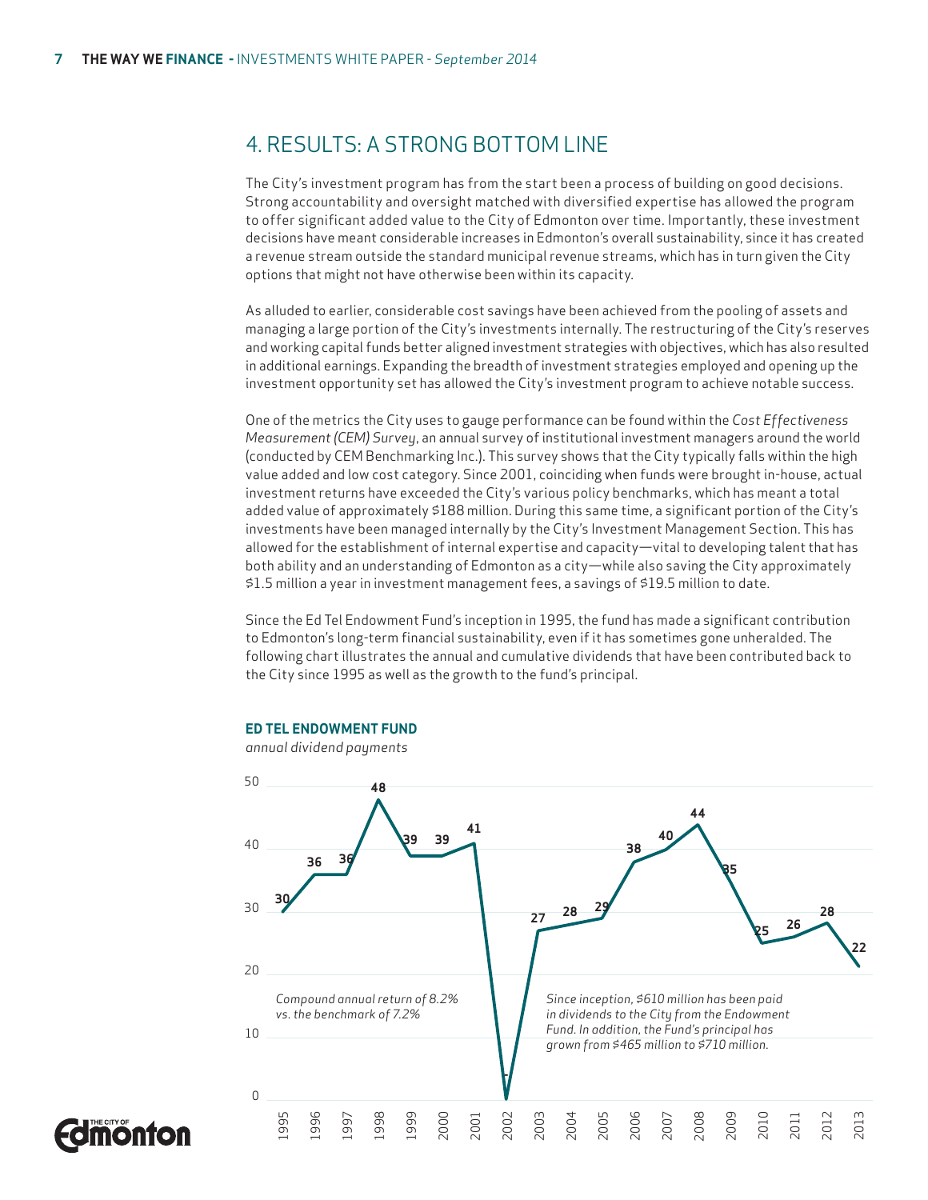## 4. RESULTS: A STRONG BOTTOM LINE

The City's investment program has from the start been a process of building on good decisions. Strong accountability and oversight matched with diversified expertise has allowed the program to offer significant added value to the City of Edmonton over time. Importantly, these investment decisions have meant considerable increases in Edmonton's overall sustainability, since it has created a revenue stream outside the standard municipal revenue streams, which has in turn given the City options that might not have otherwise been within its capacity.

As alluded to earlier, considerable cost savings have been achieved from the pooling of assets and managing a large portion of the City's investments internally. The restructuring of the City's reserves and working capital funds better aligned investment strategies with objectives, which has also resulted in additional earnings. Expanding the breadth of investment strategies employed and opening up the investment opportunity set has allowed the City's investment program to achieve notable success.

One of the metrics the City uses to gauge performance can be found within the *Cost Effectiveness Measurement (CEM) Survey*, an annual survey of institutional investment managers around the world (conducted by CEM Benchmarking Inc.). This survey shows that the City typically falls within the high value added and low cost category. Since 2001, coinciding when funds were brought in-house, actual investment returns have exceeded the City's various policy benchmarks, which has meant a total added value of approximately $188 million. During this same time, a significant portion of the City's investments have been managed internally by the City's Investment Management Section. This has allowed for the establishment of internal expertise and capacity—vital to developing talent that has both ability and an understanding of Edmonton as a city—while also saving the City approximately $1.5 million a year in investment management fees, a savings of $19.5 million to date.

Since the Ed Tel Endowment Fund's inception in 1995, the fund has made a significant contribution to Edmonton's long-term financial sustainability, even if it has sometimes gone unheralded. The following chart illustrates the annual and cumulative dividends that have been contributed back to the City since 1995 as well as the growth to the fund's principal.

**ED TEL ENDOWMENT FUND**
*annual dividend payments*

| Year | 1995 | 1996 | 1997 | 1998 | 1999 | 2000 | 2001 | 2002 | 2003 | 2004 | 2005 | 2006 | 2007 | 2008 | 2009 | 2010 | 2011 | 2012 | 2013 |
|---|---|---|---|---|---|---|---|---|---|---|---|---|---|---|---|---|---|---|---|
| Dividend | 30 | 36 | 36 | 48 | 39 | 39 | 41 | - | 27 | 28 | 29 | 38 | 40 | 44 | 35 | 25 | 26 | 28 | 22 |

*Compound annual return of 8.2% vs. the benchmark of 7.2%*

*Since inception, $610 million has been paid in dividends to the City from the Endowment Fund. In addition, the Fund's principal has grown from $465 million to $710 million.*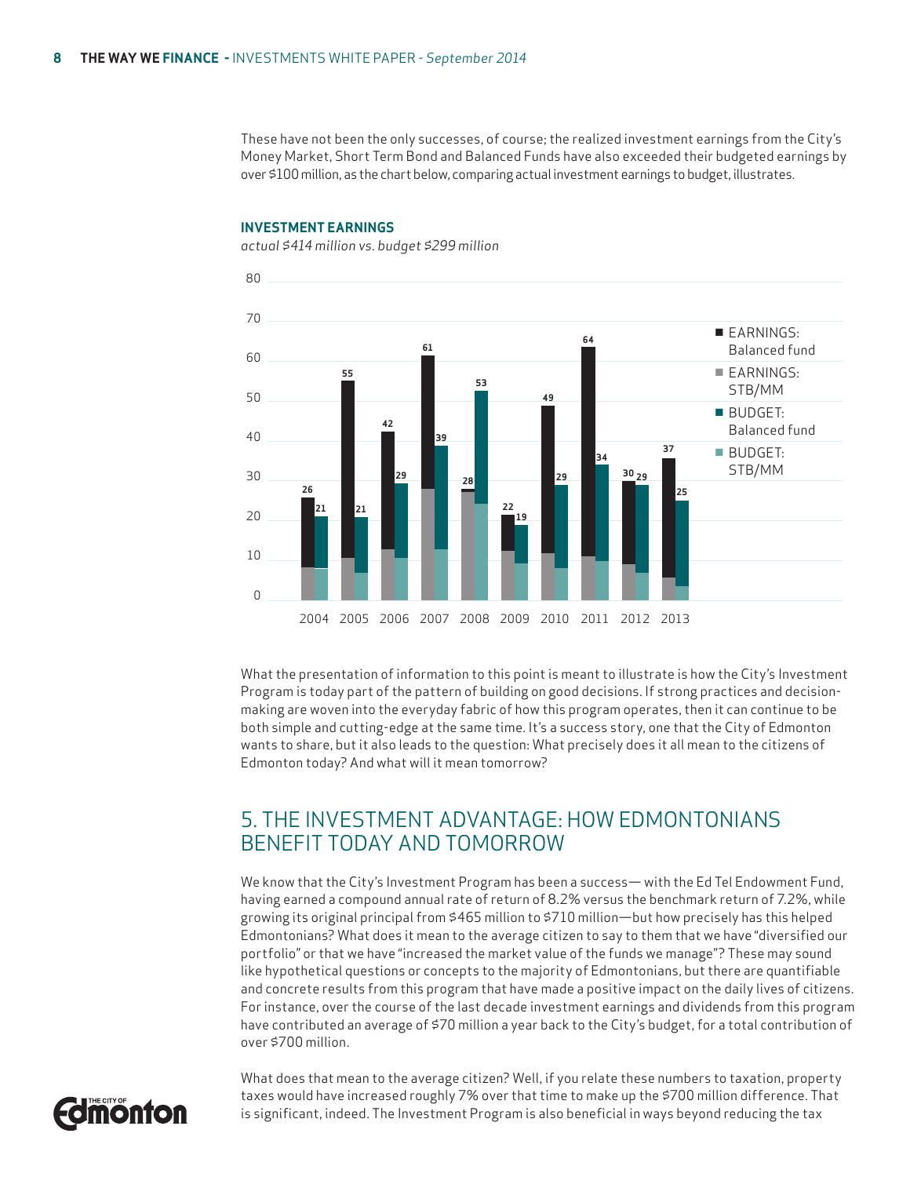These have not been the only successes, of course; the realized investment earnings from the City's Money Market, Short Term Bond and Balanced Funds have also exceeded their budgeted earnings by over $100 million, as the chart below, comparing actual investment earnings to budget, illustrates.

**INVESTMENT EARNINGS**

*actual $414 million vs. budget $299 million*

| Year | Earnings (Balanced fund + STB/MM) | Budget (Balanced fund + STB/MM) |
|---|---|---|
| 2004 | 26 | 21 |
| 2005 | 55 | 21 |
| 2006 | 42 | 29 |
| 2007 | 61 | 39 |
| 2008 | 28 | 53 |
| 2009 | 22 | 19 |
| 2010 | 49 | 29 |
| 2011 | 64 | 34 |
| 2012 | 30 | 29 |
| 2013 | 37 | 25 |

What the presentation of information to this point is meant to illustrate is how the City's Investment Program is today part of the pattern of building on good decisions. If strong practices and decision-making are woven into the everyday fabric of how this program operates, then it can continue to be both simple and cutting-edge at the same time. It's a success story, one that the City of Edmonton wants to share, but it also leads to the question: What precisely does it all mean to the citizens of Edmonton today? And what will it mean tomorrow?

## 5. THE INVESTMENT ADVANTAGE: HOW EDMONTONIANS BENEFIT TODAY AND TOMORROW

We know that the City's Investment Program has been a success— with the Ed Tel Endowment Fund, having earned a compound annual rate of return of 8.2% versus the benchmark return of 7.2%, while growing its original principal from $465 million to $710 million—but how precisely has this helped Edmontonians? What does it mean to the average citizen to say to them that we have "diversified our portfolio" or that we have "increased the market value of the funds we manage"? These may sound like hypothetical questions or concepts to the majority of Edmontonians, but there are quantifiable and concrete results from this program that have made a positive impact on the daily lives of citizens. For instance, over the course of the last decade investment earnings and dividends from this program have contributed an average of $70 million a year back to the City's budget, for a total contribution of over $700 million.

What does that mean to the average citizen? Well, if you relate these numbers to taxation, property taxes would have increased roughly 7% over that time to make up the $700 million difference. That is significant, indeed. The Investment Program is also beneficial in ways beyond reducing the tax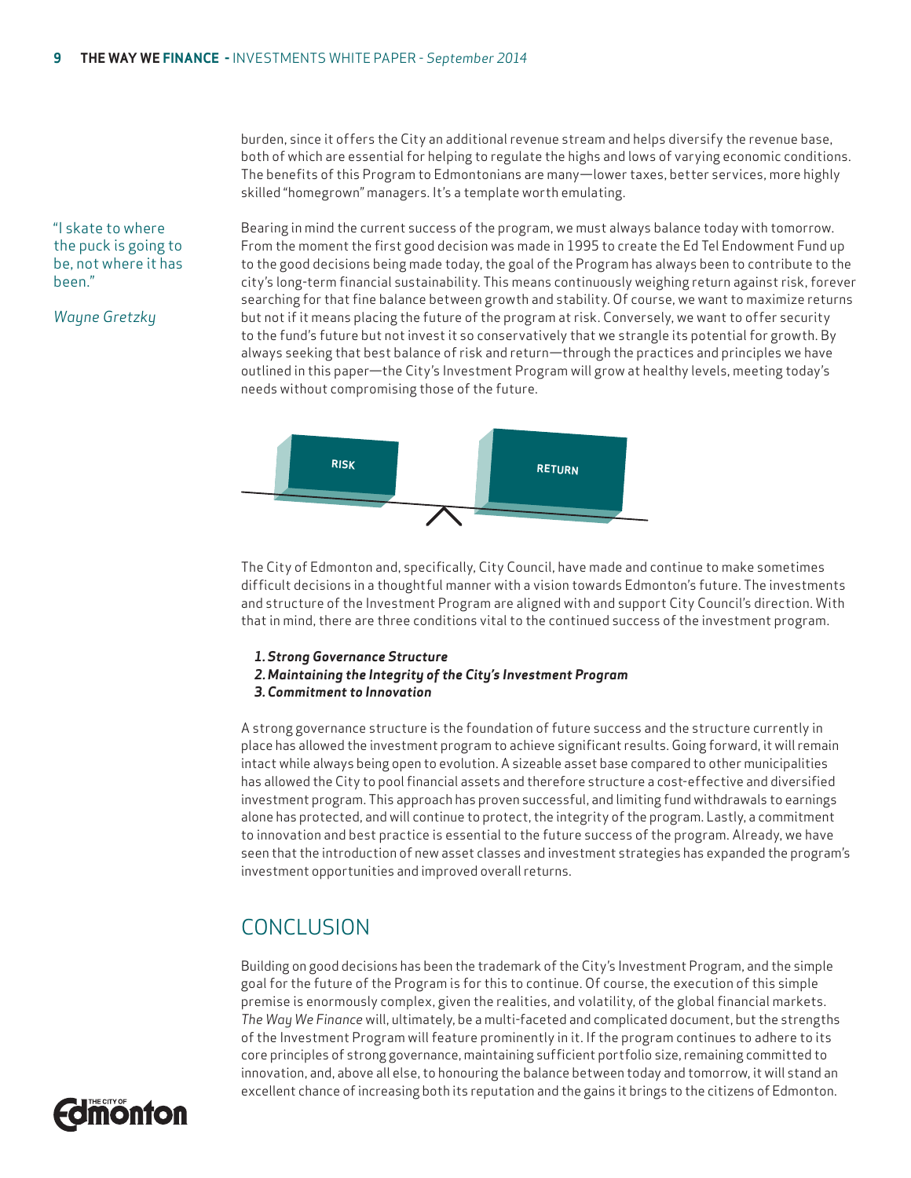burden, since it offers the City an additional revenue stream and helps diversify the revenue base, both of which are essential for helping to regulate the highs and lows of varying economic conditions. The benefits of this Program to Edmontonians are many—lower taxes, better services, more highly skilled "homegrown" managers. It's a template worth emulating.

"I skate to where the puck is going to be, not where it has been."

*Wayne Gretzky*

Bearing in mind the current success of the program, we must always balance today with tomorrow. From the moment the first good decision was made in 1995 to create the Ed Tel Endowment Fund up to the good decisions being made today, the goal of the Program has always been to contribute to the city's long-term financial sustainability. This means continuously weighing return against risk, forever searching for that fine balance between growth and stability. Of course, we want to maximize returns but not if it means placing the future of the program at risk. Conversely, we want to offer security to the fund's future but not invest it so conservatively that we strangle its potential for growth. By always seeking that best balance of risk and return—through the practices and principles we have outlined in this paper—the City's Investment Program will grow at healthy levels, meeting today's needs without compromising those of the future.

RISK

RETURN

The City of Edmonton and, specifically, City Council, have made and continue to make sometimes difficult decisions in a thoughtful manner with a vision towards Edmonton's future. The investments and structure of the Investment Program are aligned with and support City Council's direction. With that in mind, there are three conditions vital to the continued success of the investment program.

1. ***Strong Governance Structure***
2. ***Maintaining the Integrity of the City's Investment Program***
3. ***Commitment to Innovation***

A strong governance structure is the foundation of future success and the structure currently in place has allowed the investment program to achieve significant results. Going forward, it will remain intact while always being open to evolution. A sizeable asset base compared to other municipalities has allowed the City to pool financial assets and therefore structure a cost-effective and diversified investment program. This approach has proven successful, and limiting fund withdrawals to earnings alone has protected, and will continue to protect, the integrity of the program. Lastly, a commitment to innovation and best practice is essential to the future success of the program. Already, we have seen that the introduction of new asset classes and investment strategies has expanded the program's investment opportunities and improved overall returns.

## CONCLUSION

Building on good decisions has been the trademark of the City's Investment Program, and the simple goal for the future of the Program is for this to continue. Of course, the execution of this simple premise is enormously complex, given the realities, and volatility, of the global financial markets. *The Way We Finance* will, ultimately, be a multi-faceted and complicated document, but the strengths of the Investment Program will feature prominently in it. If the program continues to adhere to its core principles of strong governance, maintaining sufficient portfolio size, remaining committed to innovation, and, above all else, to honouring the balance between today and tomorrow, it will stand an excellent chance of increasing both its reputation and the gains it brings to the citizens of Edmonton.